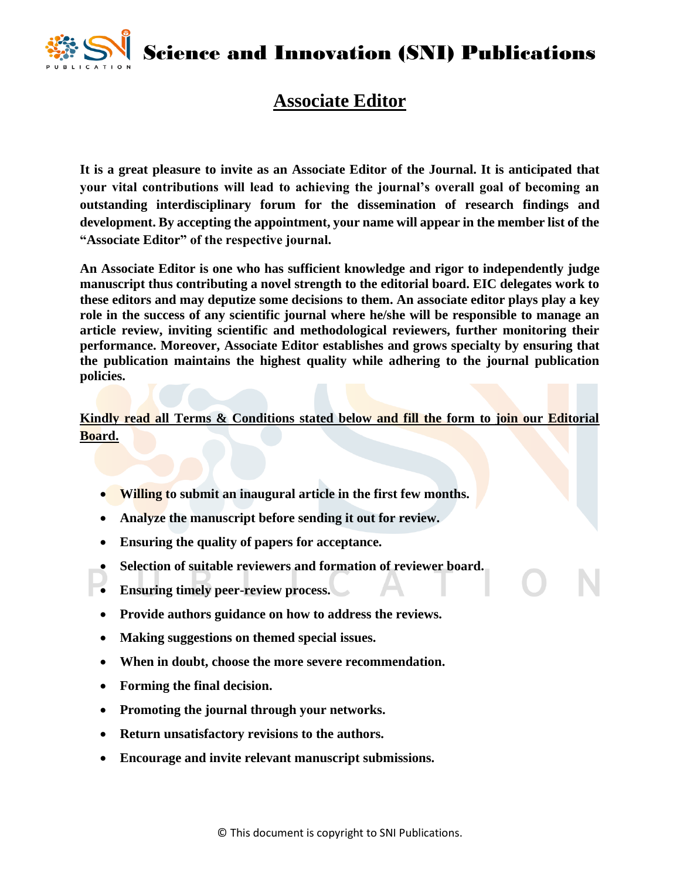# Science and Innovation (SNI) Publications

## Associate Editor

**It is a great pleasure to invite as an Associate Editor of the Journal. It is anticipated that your vital contributions will lead to achieving the journal's overall goal of becoming an outstanding interdisciplinary forum for the dissemination of research findings and development. By accepting the appointment, your name will appear in the member list of the "Associate Editor" of the respective journal.**

**An Associate Editor is one who has sufficient knowledge and rigor to independently judge manuscript thus contributing a novel strength to the editorial board. EIC delegates work to these editors and may deputize some decisions to them. An associate editor plays play a key role in the success of any scientific journal where he/she will be responsible to manage an article review, inviting scientific and methodological reviewers, further monitoring their performance. Moreover, Associate Editor establishes and grows specialty by ensuring that the publication maintains the highest quality while adhering to the journal publication policies.**

**Kindly read all Terms & Conditions stated below and fill the form to join our Editorial Board.**

- **Willing to submit an inaugural article in the first few months.**
- **Analyze the manuscript before sending it out for review.**
- **Ensuring the quality of papers for acceptance.**
- **Selection of suitable reviewers and formation of reviewer board.**
- **Ensuring timely peer-review process.**
- **Provide authors guidance on how to address the reviews.**
- **Making suggestions on themed special issues.**
- **When in doubt, choose the more severe recommendation.**
- **Forming the final decision.**
- **Promoting the journal through your networks.**
- **Return unsatisfactory revisions to the authors.**
- **Encourage and invite relevant manuscript submissions.**

© This document is copyright to SNI Publications.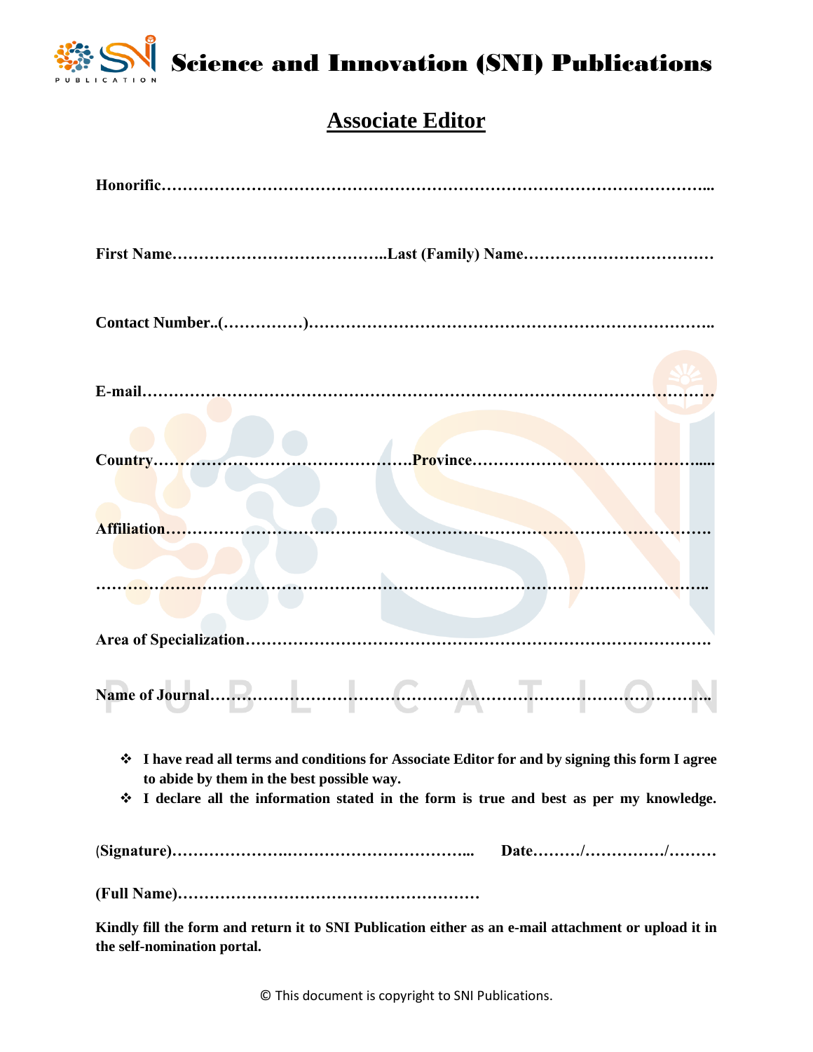# Science and Innovation (SNI) Publications

## Associate Editor

**Honorific……………………………………………………………………………………………...**

**First Name…………………………………..Last (Family) Name………………………………**

**Contact Number..(……………)…………………………………………………………………..**

**E-mail……………………………………………………………………………………………….**

**Country…………………………………………Province…………………………………......**

**Affiliation…………………………………………………………………………………………….**

**……………………………………………………………………………………………………..**

**Area of Specialization……………………………………………………………………………….**

**Name of Journal…………………………………………………………………………………..**

- **I have read all terms and conditions for Associate Editor for and by signing this form I agree to abide by them in the best possible way.**
- **I declare all the information stated in the form is true and best as per my knowledge.**

**(Signature)…………………….……………………………...** **Date………/……………/………**

**(Full Name)…………………………………………………**

**Kindly fill the form and return it to SNI Publication either as an e-mail attachment or upload it in the self-nomination portal.**

© This document is copyright to SNI Publications.